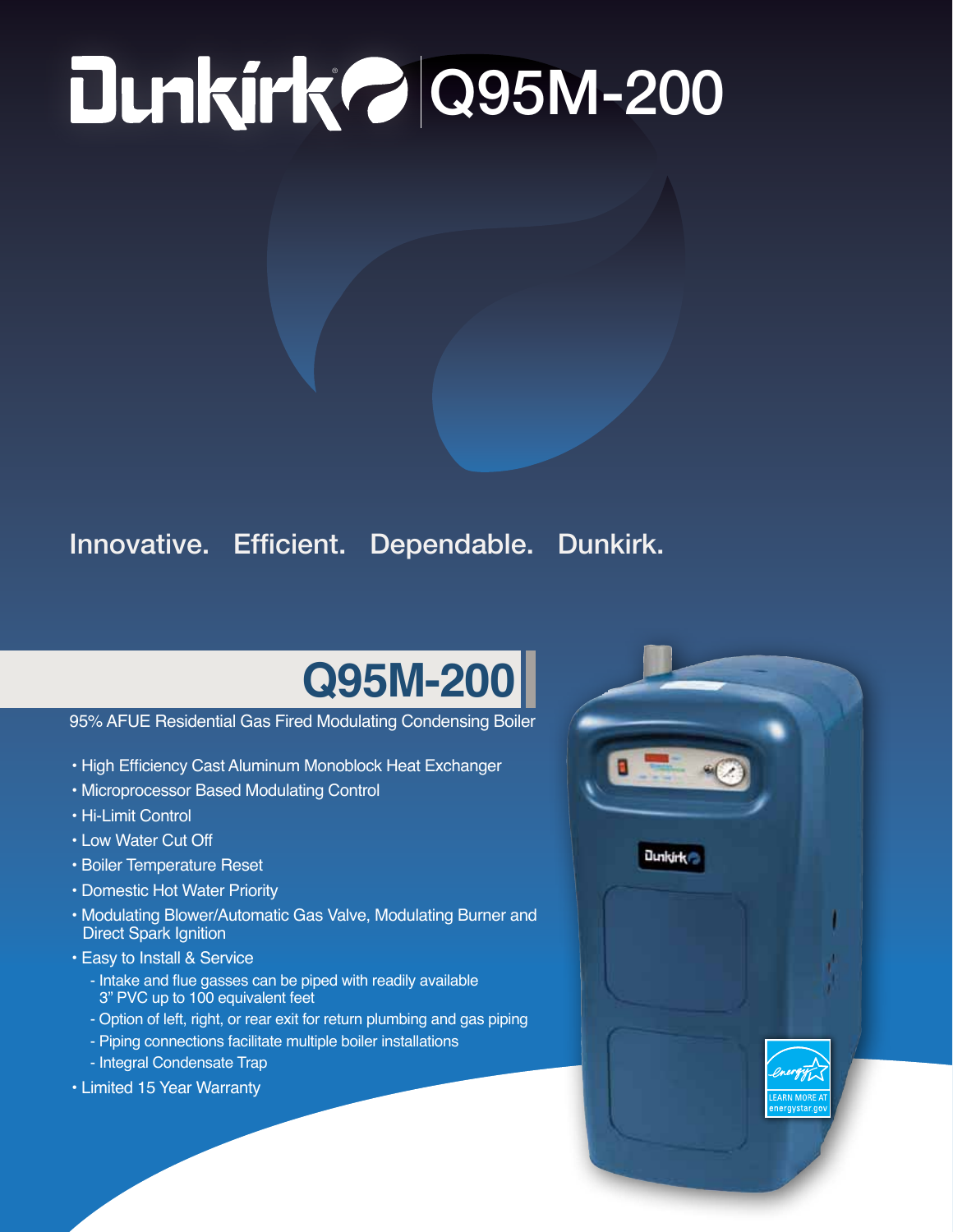# Dunkirk Q95M-200

Innovative. Efficient. Dependable. Dunkirk.

## Q95M-200

95% AFUE Residential Gas Fired Modulating Condensing Boiler

- High Efficiency Cast Aluminum Monoblock Heat Exchanger
- Microprocessor Based Modulating Control
- Hi-Limit Control
- Low Water Cut Off
- Boiler Temperature Reset
- Domestic Hot Water Priority
- Modulating Blower/Automatic Gas Valve, Modulating Burner and Direct Spark Ignition
- Easy to Install & Service
  - Intake and flue gasses can be piped with readily available 3" PVC up to 100 equivalent feet
  - Option of left, right, or rear exit for return plumbing and gas piping
  - Piping connections facilitate multiple boiler installations
  - Integral Condensate Trap
- Limited 15 Year Warranty

LEARN MORE AT energystar.gov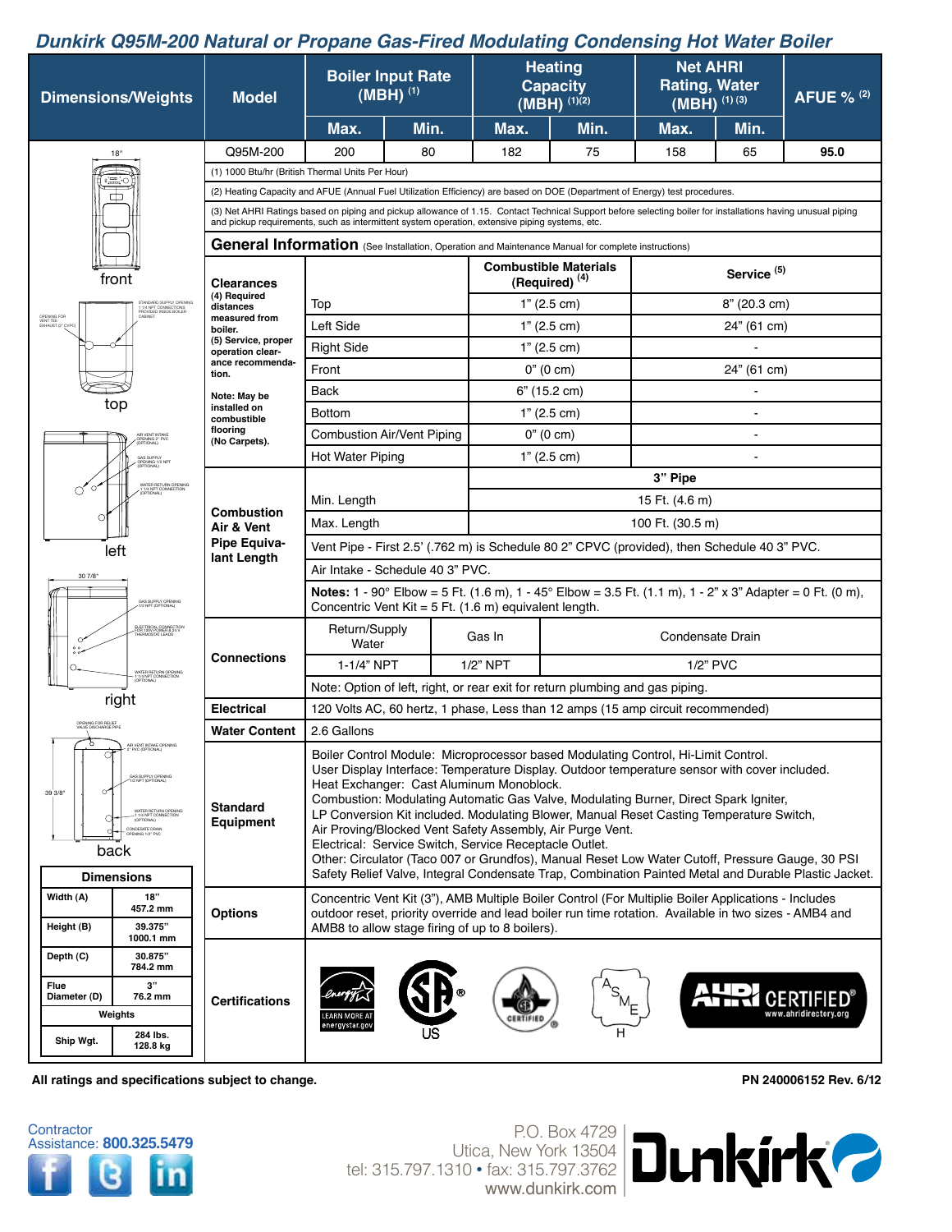## Dunkirk Q95M-200 Natural or Propane Gas-Fired Modulating Condensing Hot Water Boiler

| Model | Boiler Input Rate (MBH) (1) | | Heating Capacity (MBH) (1)(2) | | Net AHRI Rating, Water (MBH) (1)(3) | | AFUE % (2) |
|---|---|---|---|---|---|---|---|
| | Max. | Min. | Max. | Min. | Max. | Min. | |
| Q95M-200 | 200 | 80 | 182 | 75 | 158 | 65 | **95.0** |

(1) 1000 Btu/hr (British Thermal Units Per Hour)

(2) Heating Capacity and AFUE (Annual Fuel Utilization Efficiency) are based on DOE (Department of Energy) test procedures.

(3) Net AHRI Ratings based on piping and pickup allowance of 1.15. Contact Technical Support before selecting boiler for installations having unusual piping and pickup requirements, such as intermittent system operation, extensive piping systems, etc.

### General Information (See Installation, Operation and Maintenance Manual for complete instructions)

**Clearances**
(4) Required distances measured from boiler.
(5) Service, proper operation clearance recommendation.
Note: May be installed on combustible flooring (No Carpets).

| | Combustible Materials (Required) (4) | Service (5) |
|---|---|---|
| Top | 1" (2.5 cm) | 8" (20.3 cm) |
| Left Side | 1" (2.5 cm) | 24" (61 cm) |
| Right Side | 1" (2.5 cm) | - |
| Front | 0" (0 cm) | 24" (61 cm) |
| Back | 6" (15.2 cm) | - |
| Bottom | 1" (2.5 cm) | - |
| Combustion Air/Vent Piping | 0" (0 cm) | - |
| Hot Water Piping | 1" (2.5 cm) | - |

**Combustion Air & Vent Pipe Equivalant Length**

| | 3" Pipe |
|---|---|
| Min. Length | 15 Ft. (4.6 m) |
| Max. Length | 100 Ft. (30.5 m) |

Vent Pipe - First 2.5' (.762 m) is Schedule 80 2" CPVC (provided), then Schedule 40 3" PVC.

Air Intake - Schedule 40 3" PVC.

**Notes:** 1 - 90° Elbow = 5 Ft. (1.6 m), 1 - 45° Elbow = 3.5 Ft. (1.1 m), 1 - 2" x 3" Adapter = 0 Ft. (0 m), Concentric Vent Kit = 5 Ft. (1.6 m) equivalent length.

**Connections**

| Return/Supply Water | Gas In | Condensate Drain |
|---|---|---|
| 1-1/4" NPT | 1/2" NPT | 1/2" PVC |

Note: Option of left, right, or rear exit for return plumbing and gas piping.

**Electrical:** 120 Volts AC, 60 hertz, 1 phase, Less than 12 amps (15 amp circuit recommended)

**Water Content:** 2.6 Gallons

**Standard Equipment:**
Boiler Control Module: Microprocessor based Modulating Control, Hi-Limit Control.
User Display Interface: Temperature Display. Outdoor temperature sensor with cover included.
Heat Exchanger: Cast Aluminum Monoblock.
Combustion: Modulating Automatic Gas Valve, Modulating Burner, Direct Spark Igniter, LP Conversion Kit included. Modulating Blower, Manual Reset Casting Temperature Switch, Air Proving/Blocked Vent Safety Assembly, Air Purge Vent.
Electrical: Service Switch, Service Receptacle Outlet.
Other: Circulator (Taco 007 or Grundfos), Manual Reset Low Water Cutoff, Pressure Gauge, 30 PSI Safety Relief Valve, Integral Condensate Trap, Combination Painted Metal and Durable Plastic Jacket.

**Options:** Concentric Vent Kit (3"), AMB Multiple Boiler Control (For Multiple Boiler Applications - Includes outdoor reset, priority override and lead boiler run time rotation. Available in two sizes - AMB4 and AMB8 to allow stage firing of up to 8 boilers).

**Certifications:** Energy Star (LEARN MORE AT energystar.gov), CSA US, ASME H, AHRI CERTIFIED www.ahridirectory.org

front — 18"

top — STANDARD SUPPLY OPENING 1 1/4 NPT CONNECTIONS PROVIDED INSIDE BOILER CABINET; OPENING FOR VENT TEE EXHAUST (2" CVPC)

left — AIR VENT INTAKE OPENING 3" PVC (OPTIONAL); GAS SUPPLY OPENING 1/2 NPT (OPTIONAL); WATER RETURN OPENING 1 1/4 NPT CONNECTION (OPTIONAL)

right — 30 7/8"; GAS SUPPLY OPENING 1/2 NPT (OPTIONAL); ELECTRICAL CONNECTION FOR 120V POWER & 24 V THERMOSTAT LEADS; WATER RETURN OPENING 1 1/4 NPT CONNECTION (OPTIONAL)

back — 39 3/8"; OPENING FOR RELIEF VALVE DISCHARGE PIPE; AIR VENT INTAKE OPENING 3" PVC (OPTIONAL); GAS SUPPLY OPENING 1/2 NPT (OPTIONAL); WATER RETURN OPENING 1 1/4 NPT CONNECTION (OPTIONAL); CONDENSATE DRAIN OPENING 1/2" PVC

| Dimensions | |
|---|---|
| Width (A) | 18" 457.2 mm |
| Height (B) | 39.375" 1000.1 mm |
| Depth (C) | 30.875" 784.2 mm |
| Flue Diameter (D) | 3" 76.2 mm |
| **Weights** | |
| Ship Wgt. | 284 lbs. 128.8 kg |

**All ratings and specifications subject to change.**

**PN 240006152 Rev. 6/12**

Contractor Assistance: **800.325.5479**

P.O. Box 4729
Utica, New York 13504
tel: 315.797.1310 • fax: 315.797.3762
www.dunkirk.com

Dunkirk